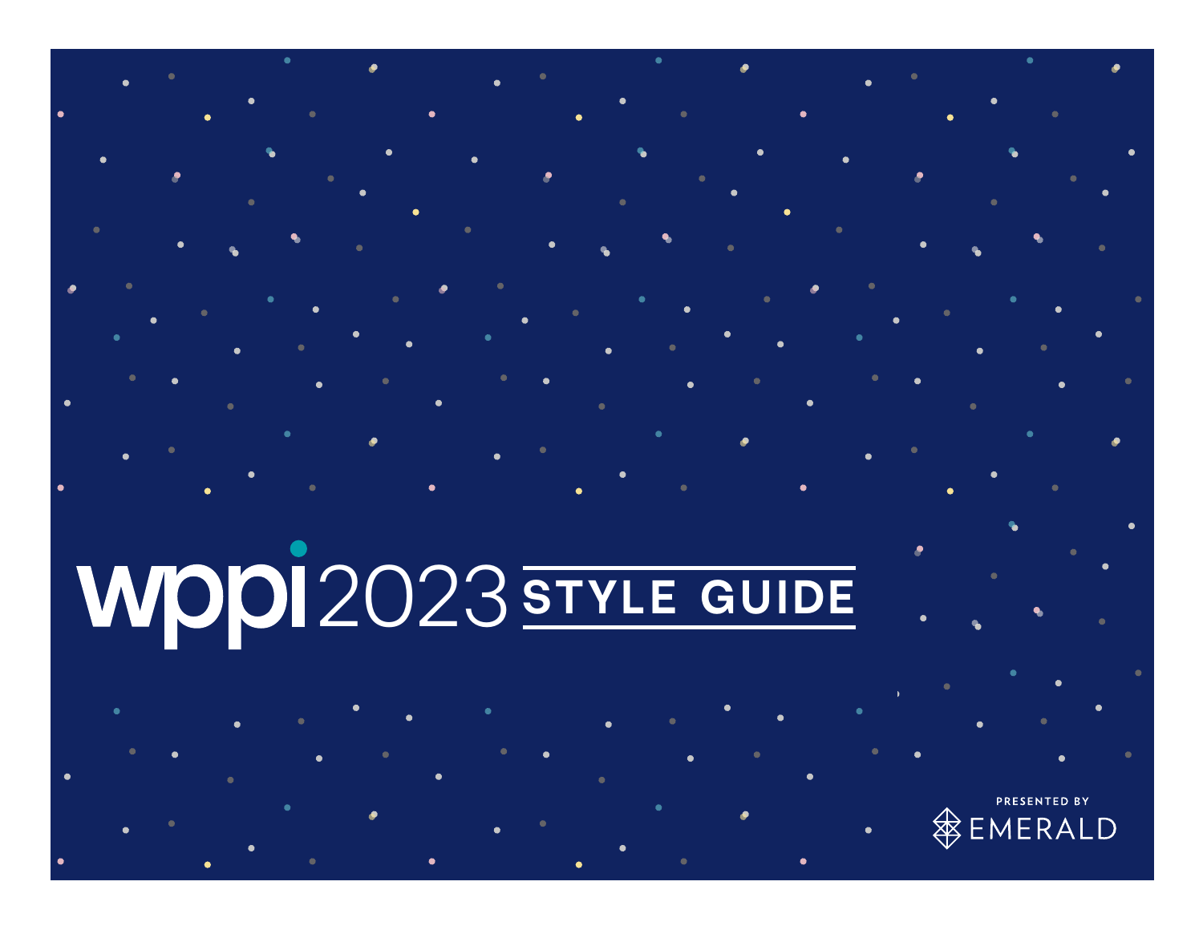# wppi 2023 STYLE GUIDE

PRESENTED BY EMERALD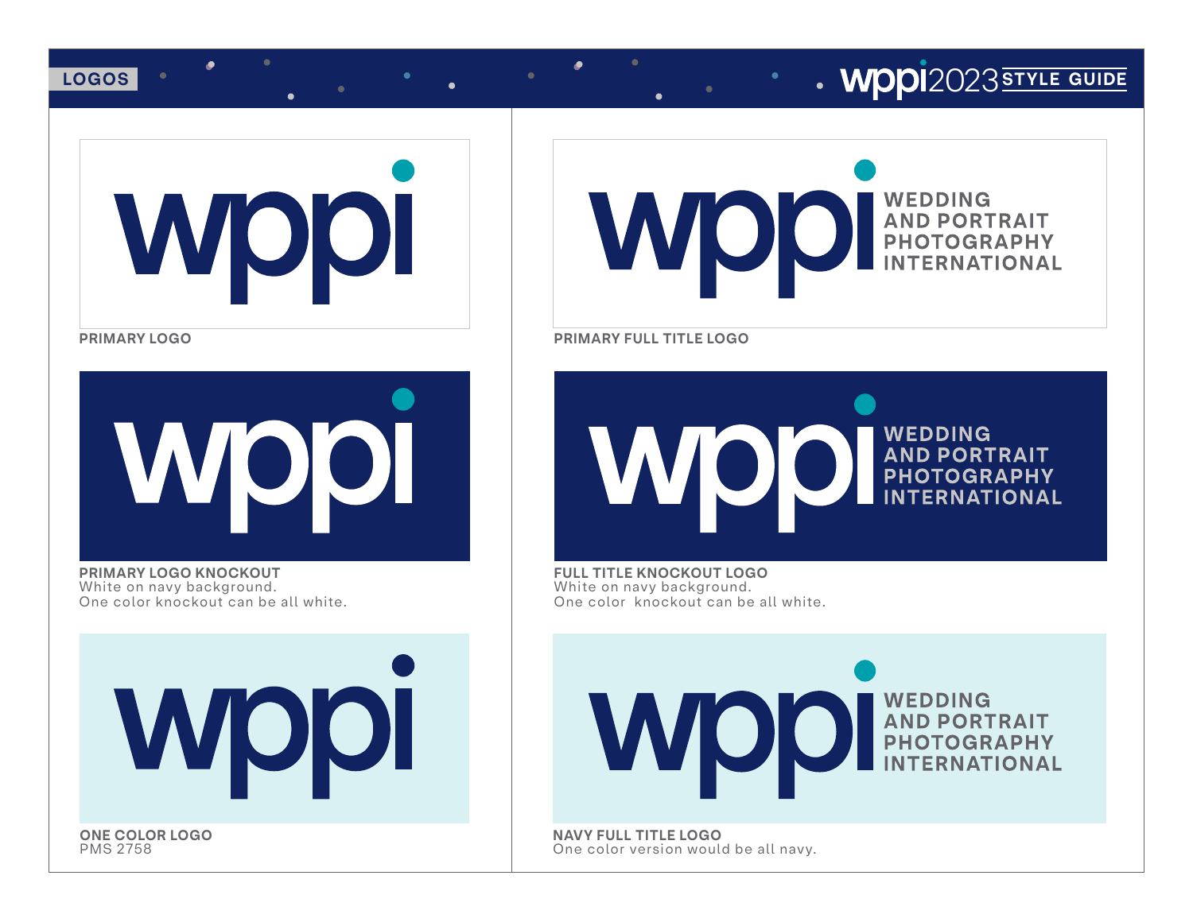## LOGOS

**PRIMARY LOGO**

**PRIMARY FULL TITLE LOGO**

WEDDING AND PORTRAIT PHOTOGRAPHY INTERNATIONAL

**PRIMARY LOGO KNOCKOUT**
White on navy background.
One color knockout can be all white.

**FULL TITLE KNOCKOUT LOGO**
White on navy background.
One color knockout can be all white.

**ONE COLOR LOGO**
PMS 2758

**NAVY FULL TITLE LOGO**
One color version would be all navy.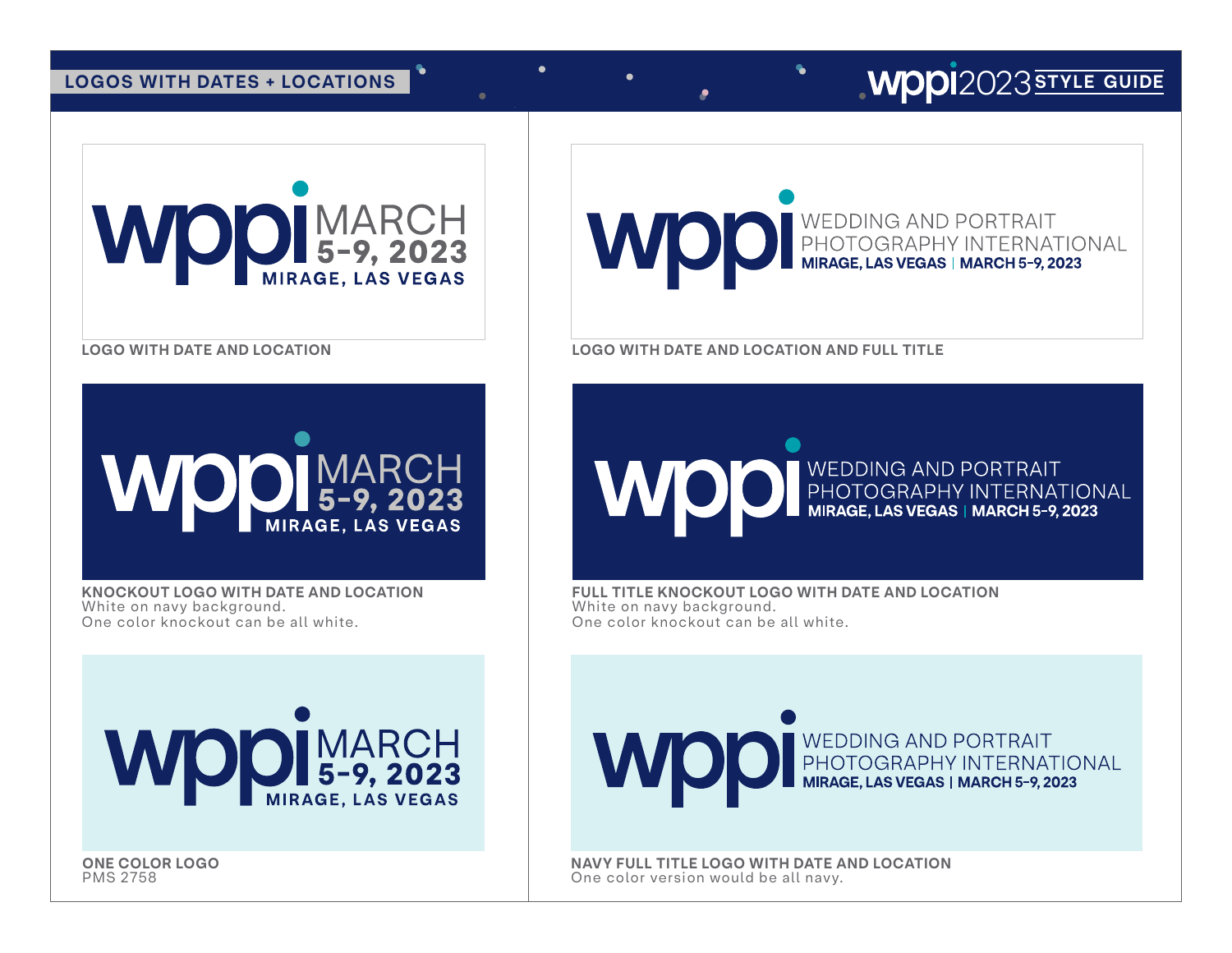## LOGOS WITH DATES + LOCATIONS

wppi2023 STYLE GUIDE

wppi MARCH 5-9, 2023 MIRAGE, LAS VEGAS

**LOGO WITH DATE AND LOCATION**

wppi WEDDING AND PORTRAIT PHOTOGRAPHY INTERNATIONAL MIRAGE, LAS VEGAS | MARCH 5-9, 2023

**LOGO WITH DATE AND LOCATION AND FULL TITLE**

wppi MARCH 5-9, 2023 MIRAGE, LAS VEGAS

**KNOCKOUT LOGO WITH DATE AND LOCATION**
White on navy background.
One color knockout can be all white.

wppi WEDDING AND PORTRAIT PHOTOGRAPHY INTERNATIONAL MIRAGE, LAS VEGAS | MARCH 5-9, 2023

**FULL TITLE KNOCKOUT LOGO WITH DATE AND LOCATION**
White on navy background.
One color knockout can be all white.

wppi MARCH 5-9, 2023 MIRAGE, LAS VEGAS

**ONE COLOR LOGO**
PMS 2758

wppi WEDDING AND PORTRAIT PHOTOGRAPHY INTERNATIONAL MIRAGE, LAS VEGAS | MARCH 5-9, 2023

**NAVY FULL TITLE LOGO WITH DATE AND LOCATION**
One color version would be all navy.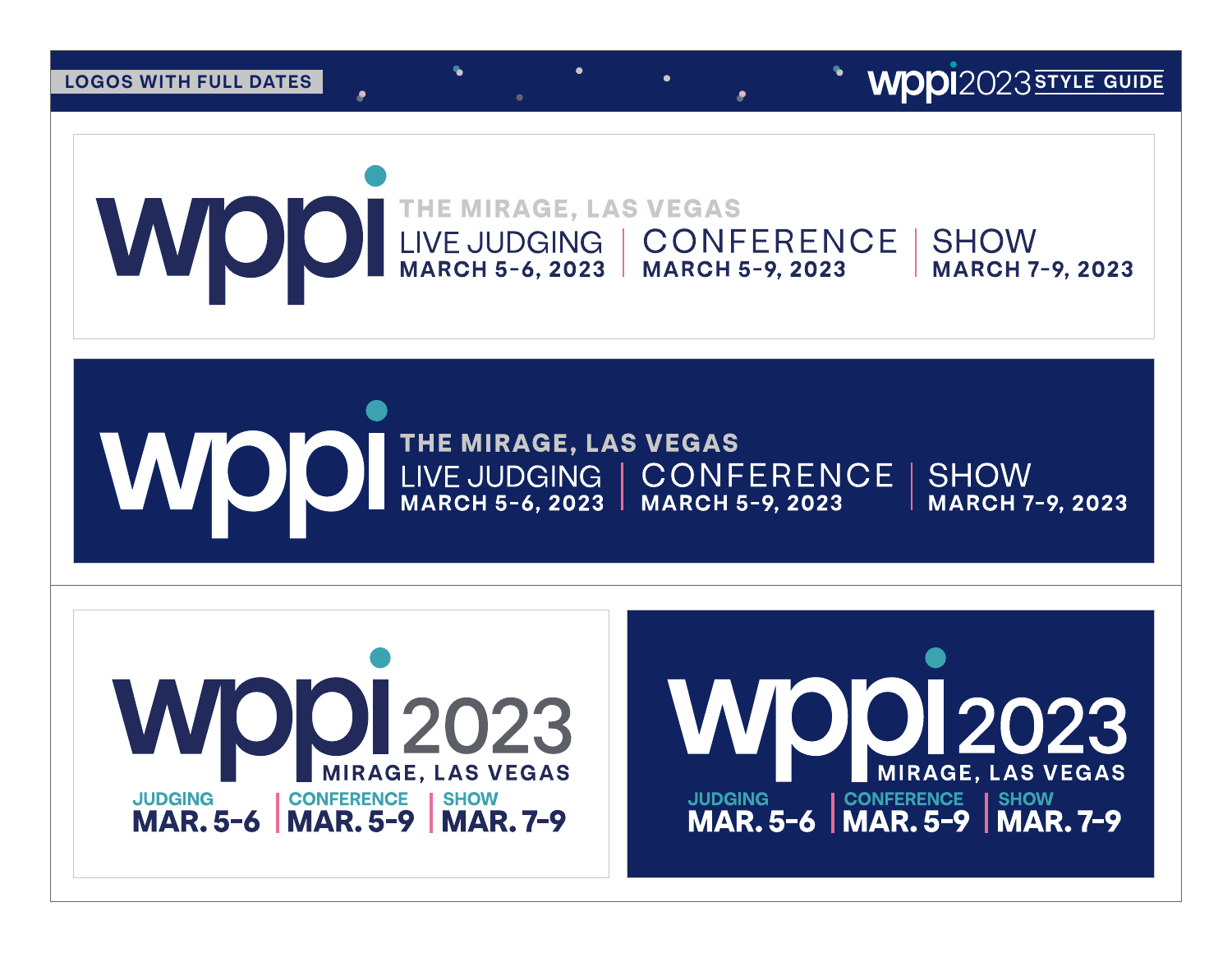## LOGOS WITH FULL DATES

wppi

THE MIRAGE, LAS VEGAS

LIVE JUDGING
MARCH 5-6, 2023

CONFERENCE
MARCH 5-9, 2023

SHOW
MARCH 7-9, 2023

wppi

THE MIRAGE, LAS VEGAS

LIVE JUDGING
MARCH 5-6, 2023

CONFERENCE
MARCH 5-9, 2023

SHOW
MARCH 7-9, 2023

wppi2023

MIRAGE, LAS VEGAS

JUDGING
MAR. 5-6

CONFERENCE
MAR. 5-9

SHOW
MAR. 7-9

wppi2023

MIRAGE, LAS VEGAS

JUDGING
MAR. 5-6

CONFERENCE
MAR. 5-9

SHOW
MAR. 7-9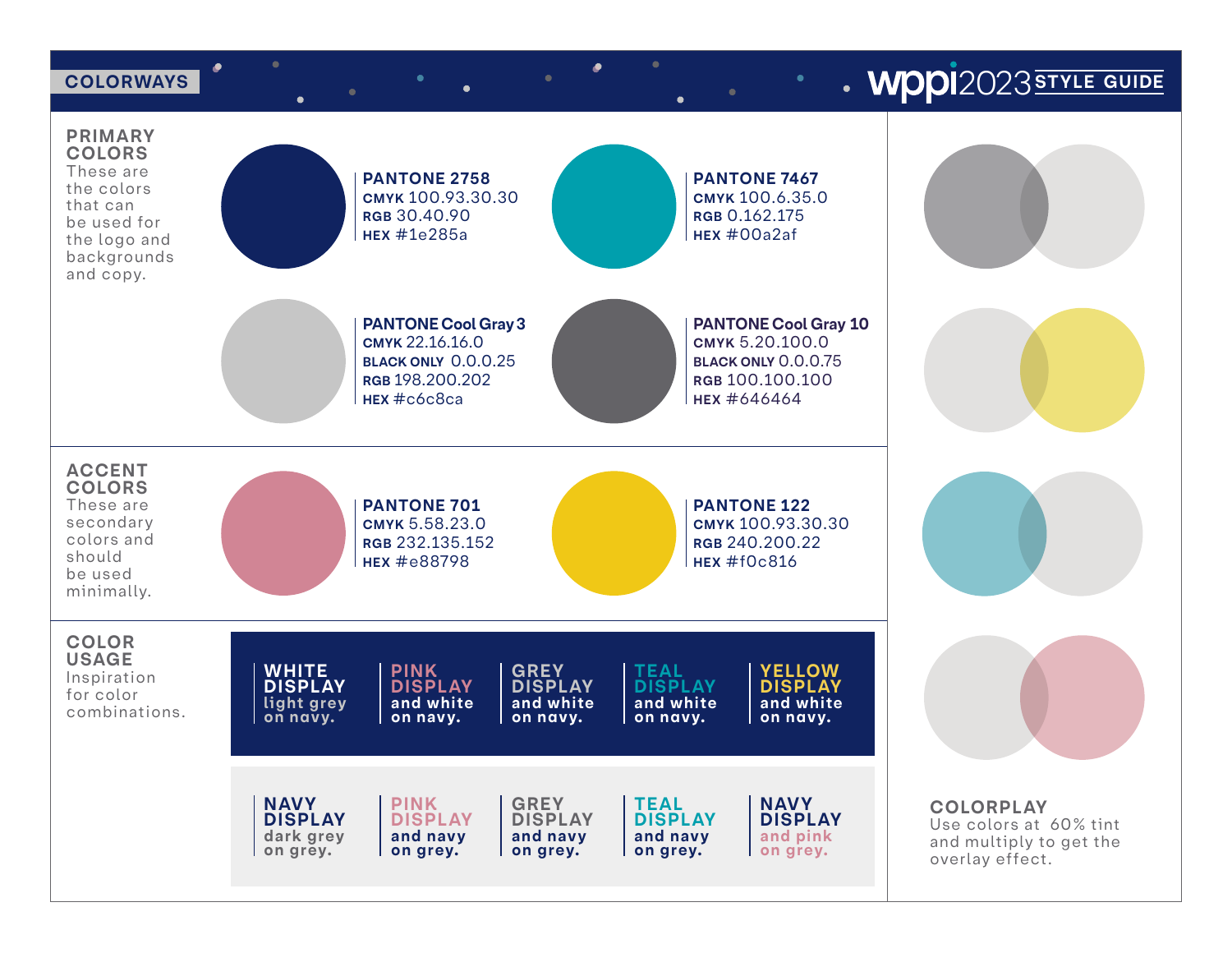## COLORWAYS

wppi2023 STYLE GUIDE

### PRIMARY COLORS

These are the colors that can be used for the logo and backgrounds and copy.

**PANTONE 2758**
**CMYK** 100.93.30.30
**RGB** 30.40.90
**HEX** #1e285a

**PANTONE 7467**
**CMYK** 100.6.35.0
**RGB** 0.162.175
**HEX** #00a2af

**PANTONE Cool Gray 3**
**CMYK** 22.16.16.0
**BLACK ONLY** 0.0.0.25
**RGB** 198.200.202
**HEX** #c6c8ca

**PANTONE Cool Gray 10**
**CMYK** 5.20.100.0
**BLACK ONLY** 0.0.0.75
**RGB** 100.100.100
**HEX** #646464

### ACCENT COLORS

These are secondary colors and should be used minimally.

**PANTONE 701**
**CMYK** 5.58.23.0
**RGB** 232.135.152
**HEX** #e88798

**PANTONE 122**
**CMYK** 100.93.30.30
**RGB** 240.200.22
**HEX** #f0c816

### COLOR USAGE

Inspiration for color combinations.

**WHITE DISPLAY** light grey on navy.

**PINK DISPLAY** and white on navy.

**GREY DISPLAY** and white on navy.

**TEAL DISPLAY** and white on navy.

**YELLOW DISPLAY** and white on navy.

**NAVY DISPLAY** dark grey on grey.

**PINK DISPLAY** and navy on grey.

**GREY DISPLAY** and navy on grey.

**TEAL DISPLAY** and navy on grey.

**NAVY DISPLAY** and pink on grey.

### COLORPLAY

Use colors at 60% tint and multiply to get the overlay effect.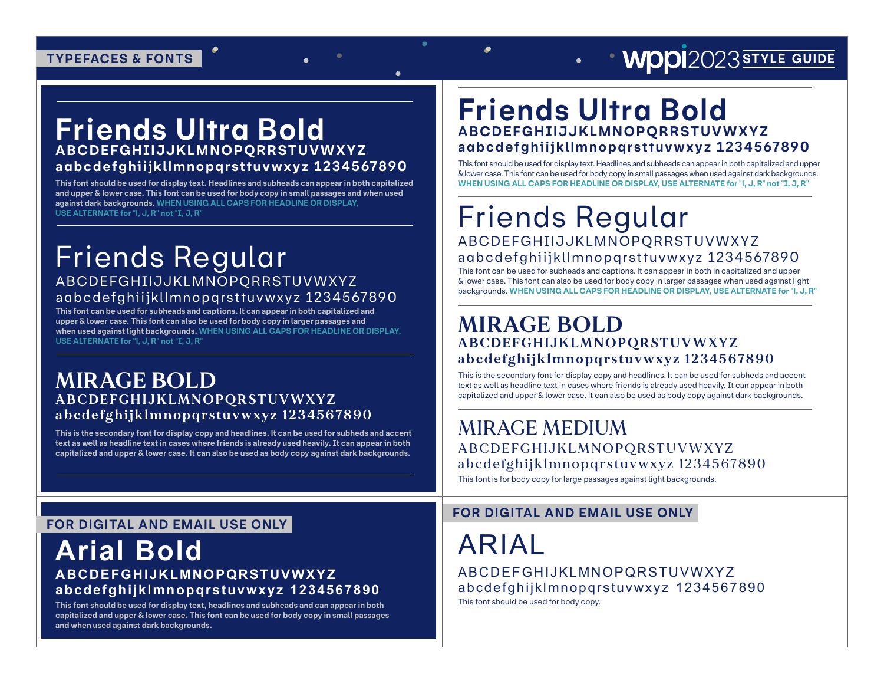## TYPEFACES & FONTS

wppi2023 STYLE GUIDE

# Friends Ultra Bold

ABCDEFGHIIJJKLMNOPQRRSTUVWXYZ

aabcdefghiijkllmnopqrsttuvwxyz 1234567890

This font should be used for display text. Headlines and subheads can appear in both capitalized and upper & lower case. This font can be used for body copy in small passages and when used against dark backgrounds. WHEN USING ALL CAPS FOR HEADLINE OR DISPLAY, USE ALTERNATE for "I, J, R" not "I, J, R"

# Friends Regular

ABCDEFGHIIJJKLMNOPQRRSTUVWXYZ

aabcdefghiijkllmnopqrsttuvwxyz 1234567890

This font can be used for subheads and captions. It can appear in both capitalized and upper & lower case. This font can also be used for body copy in larger passages and when used against light backgrounds. WHEN USING ALL CAPS FOR HEADLINE OR DISPLAY, USE ALTERNATE for "I, J, R" not "I, J, R"

# MIRAGE BOLD

ABCDEFGHIJKLMNOPQRSTUVWXYZ

abcdefghijklmnopqrstuvwxyz 1234567890

This is the secondary font for display copy and headlines. It can be used for subheds and accent text as well as headline text in cases where friends is already used heavily. It can appear in both capitalized and upper & lower case. It can also be used as body copy against dark backgrounds.

## FOR DIGITAL AND EMAIL USE ONLY

# Arial Bold

ABCDEFGHIJKLMNOPQRSTUVWXYZ

abcdefghijklmnopqrstuvwxyz 1234567890

This font should be used for display text, headlines and subheads and can appear in both capitalized and upper & lower case. This font can be used for body copy in small passages and when used against dark backgrounds.

# Friends Ultra Bold

ABCDEFGHIIJJKLMNOPQRRSTUVWXYZ

aabcdefghiijkllmnopqrsttuvwxyz 1234567890

This font should be used for display text. Headlines and subheads can appear in both capitalized and upper & lower case. This font can be used for body copy in small passages when used against dark backgrounds. WHEN USING ALL CAPS FOR HEADLINE OR DISPLAY, USE ALTERNATE for "I, J, R" not "I, J, R"

# Friends Regular

ABCDEFGHIIJJKLMNOPQRRSTUVWXYZ

aabcdefghiijkllmnopqrsttuvwxyz 1234567890

This font can be used for subheads and captions. It can appear in both in capitalized and upper & lower case. This font can also be used for body copy in larger passages when used against light backgrounds. WHEN USING ALL CAPS FOR HEADLINE OR DISPLAY, USE ALTERNATE for "I, J, R"

# MIRAGE BOLD

ABCDEFGHIJKLMNOPQRSTUVWXYZ

abcdefghijklmnopqrstuvwxyz 1234567890

This is the secondary font for display copy and headlines. It can be used for subheds and accent text as well as headline text in cases where friends is already used heavily. It can appear in both capitalized and upper & lower case. It can also be used as body copy against dark backgrounds.

# MIRAGE MEDIUM

ABCDEFGHIJKLMNOPQRSTUVWXYZ

abcdefghijklmnopqrstuvwxyz 1234567890

This font is for body copy for large passages against light backgrounds.

## FOR DIGITAL AND EMAIL USE ONLY

# ARIAL

ABCDEFGHIJKLMNOPQRSTUVWXYZ

abcdefghijklmnopqrstuvwxyz 1234567890

This font should be used for body copy.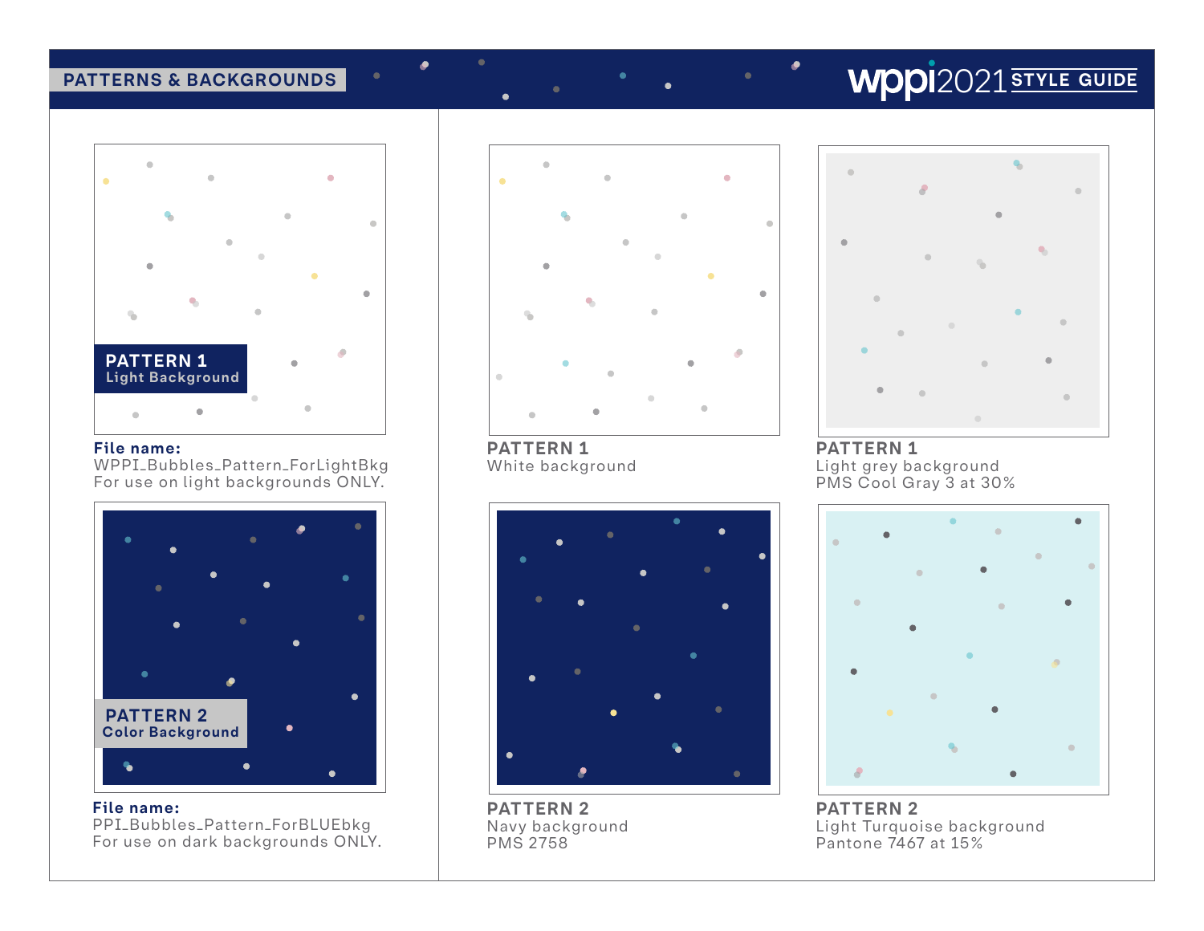# PATTERNS & BACKGROUNDS

wppi2021 STYLE GUIDE

**PATTERN 1**
Light Background

**File name:**
WPPI_Bubbles_Pattern_ForLightBkg
For use on light backgrounds ONLY.

**PATTERN 1**
White background

**PATTERN 1**
Light grey background
PMS Cool Gray 3 at 30%

**PATTERN 2**
Color Background

**File name:**
PPI_Bubbles_Pattern_ForBLUEbkg
For use on dark backgrounds ONLY.

**PATTERN 2**
Navy background
PMS 2758

**PATTERN 2**
Light Turquoise background
Pantone 7467 at 15%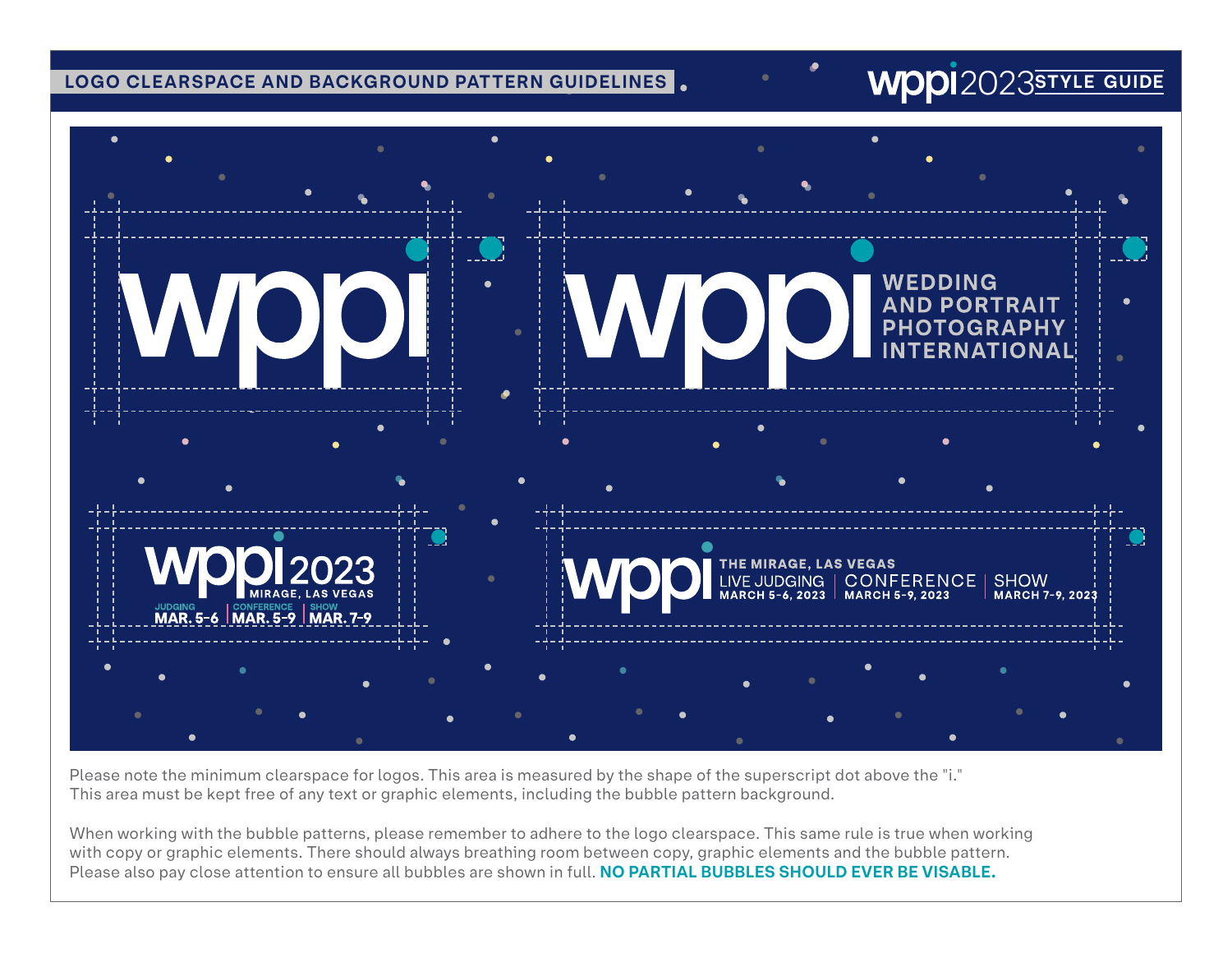## LOGO CLEARSPACE AND BACKGROUND PATTERN GUIDELINES

wppi

wppi WEDDING AND PORTRAIT PHOTOGRAPHY INTERNATIONAL

wppi 2023 MIRAGE, LAS VEGAS
JUDGING MAR. 5-6 | CONFERENCE MAR. 5-9 | SHOW MAR. 7-9

wppi THE MIRAGE, LAS VEGAS
LIVE JUDGING MARCH 5-6, 2023 | CONFERENCE MARCH 5-9, 2023 | SHOW MARCH 7-9, 2023

Please note the minimum clearspace for logos. This area is measured by the shape of the superscript dot above the "i."
This area must be kept free of any text or graphic elements, including the bubble pattern background.

When working with the bubble patterns, please remember to adhere to the logo clearspace. This same rule is true when working with copy or graphic elements. There should always breathing room between copy, graphic elements and the bubble pattern.
Please also pay close attention to ensure all bubbles are shown in full. **NO PARTIAL BUBBLES SHOULD EVER BE VISABLE.**